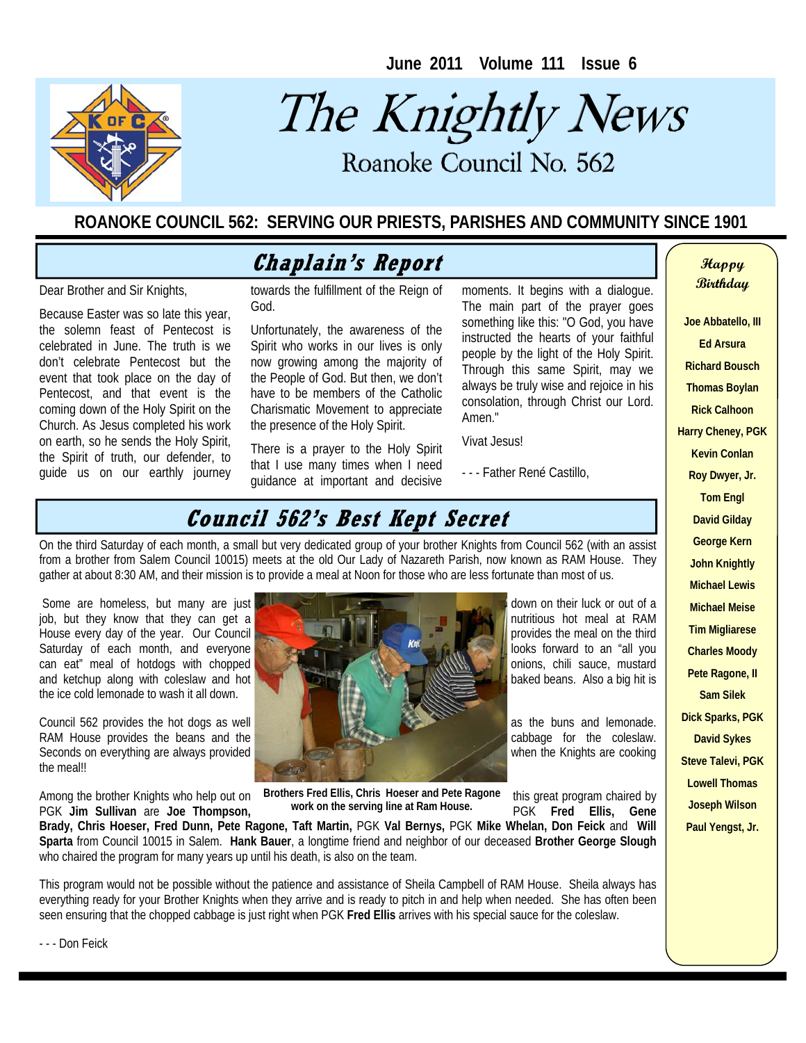June 2011 Volume 111 Issue 6

# The Knightly News

Roanoke Council No. 562

**ROANOKE COUNCIL 562: SERVING OUR PRIESTS, PARISHES AND COMMUNITY SINCE 1901**

## Chaplain's Report

Dear Brother and Sir Knights,

Because Easter was so late this year, the solemn feast of Pentecost is celebrated in June. The truth is we don't celebrate Pentecost but the event that took place on the day of Pentecost, and that event is the coming down of the Holy Spirit on the Church. As Jesus completed his work on earth, so he sends the Holy Spirit, the Spirit of truth, our defender, to guide us on our earthly journey towards the fulfillment of the Reign of God.

Unfortunately, the awareness of the Spirit who works in our lives is only now growing among the majority of the People of God. But then, we don't have to be members of the Catholic Charismatic Movement to appreciate the presence of the Holy Spirit.

There is a prayer to the Holy Spirit that I use many times when I need guidance at important and decisive moments. It begins with a dialogue. The main part of the prayer goes something like this: "O God, you have instructed the hearts of your faithful people by the light of the Holy Spirit. Through this same Spirit, may we always be truly wise and rejoice in his consolation, through Christ our Lord. Amen."

Vivat Jesus!

- - - Father René Castillo,

## Council 562's Best Kept Secret

On the third Saturday of each month, a small but very dedicated group of your brother Knights from Council 562 (with an assist from a brother from Salem Council 10015) meets at the old Our Lady of Nazareth Parish, now known as RAM House. They gather at about 8:30 AM, and their mission is to provide a meal at Noon for those who are less fortunate than most of us.

Some are homeless, but many are just down on their luck or out of a job, but they know that they can get a nutritious hot meal at RAM House every day of the year. Our Council provides the meal on the third Saturday of each month, and everyone looks forward to an "all you can eat" meal of hotdogs with chopped onions, chili sauce, mustard and ketchup along with coleslaw and hot baked beans. Also a big hit is the ice cold lemonade to wash it all down.

Council 562 provides the hot dogs as well as the buns and lemonade. RAM House provides the beans and the cabbage for the coleslaw. Seconds on everything are always provided when the Knights are cooking the meal!!

**Brothers Fred Ellis, Chris Hoeser and Pete Ragone work on the serving line at Ram House.**

Among the brother Knights who help out on this great program chaired by PGK **Jim Sullivan** are **Joe Thompson,** PGK **Fred Ellis, Gene Brady, Chris Hoeser, Fred Dunn, Pete Ragone, Taft Martin,** PGK **Val Bernys,** PGK **Mike Whelan, Don Feick** and **Will Sparta** from Council 10015 in Salem. **Hank Bauer**, a longtime friend and neighbor of our deceased **Brother George Slough** who chaired the program for many years up until his death, is also on the team.

This program would not be possible without the patience and assistance of Sheila Campbell of RAM House. Sheila always has everything ready for your Brother Knights when they arrive and is ready to pitch in and help when needed. She has often been seen ensuring that the chopped cabbage is just right when PGK **Fred Ellis** arrives with his special sauce for the coleslaw.

- - - Don Feick

### Happy Birthday

**Joe Abbatello, III**
**Ed Arsura**
**Richard Bousch**
**Thomas Boylan**
**Rick Calhoon**
**Harry Cheney, PGK**
**Kevin Conlan**
**Roy Dwyer, Jr.**
**Tom Engl**
**David Gilday**
**George Kern**
**John Knightly**
**Michael Lewis**
**Michael Meise**
**Tim Migliarese**
**Charles Moody**
**Pete Ragone, II**
**Sam Silek**
**Dick Sparks, PGK**
**David Sykes**
**Steve Talevi, PGK**
**Lowell Thomas**
**Joseph Wilson**
**Paul Yengst, Jr.**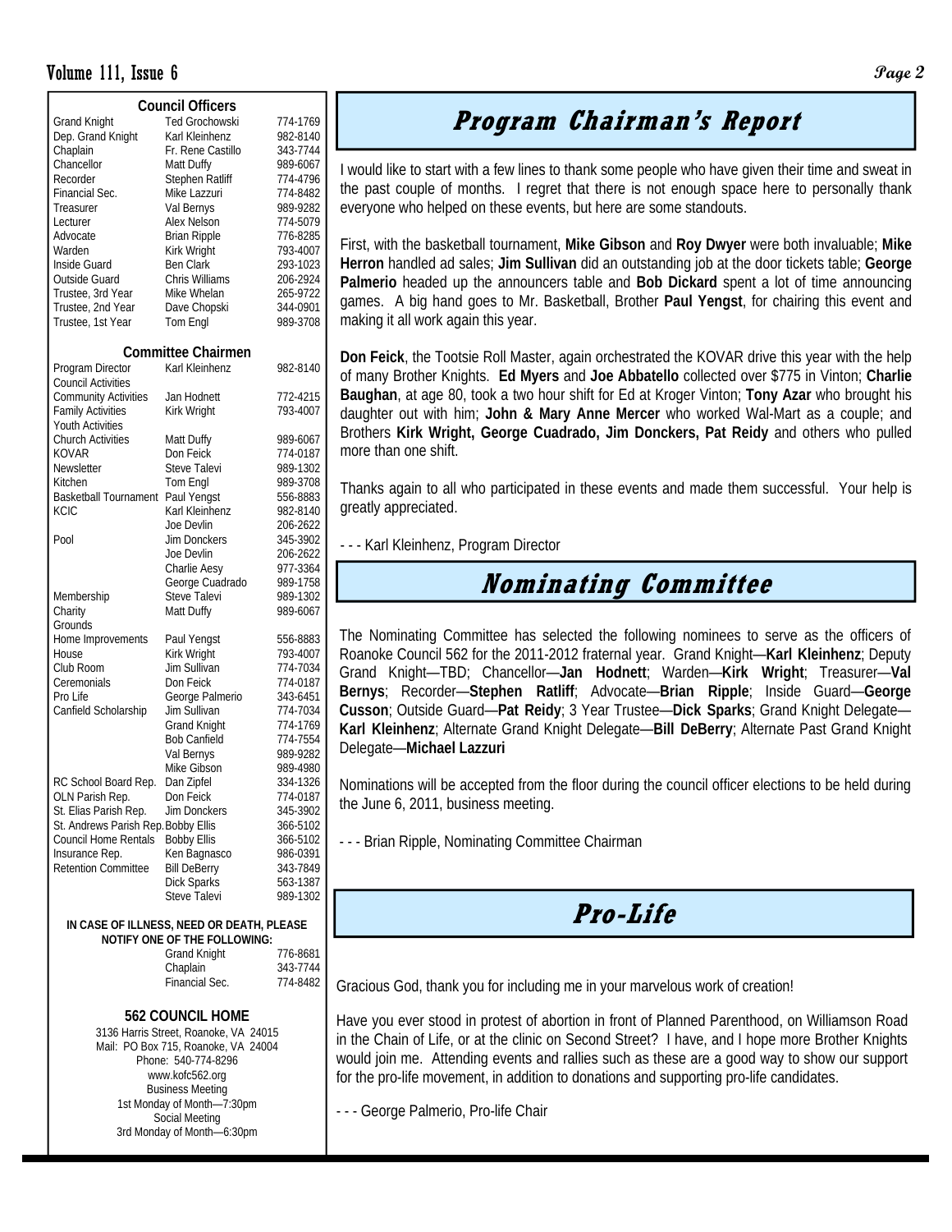## Council Officers

| Office | Name | Phone |
|---|---|---|
| Grand Knight | Ted Grochowski | 774-1769 |
| Dep. Grand Knight | Karl Kleinhenz | 982-8140 |
| Chaplain | Fr. Rene Castillo | 343-7744 |
| Chancellor | Matt Duffy | 989-6067 |
| Recorder | Stephen Ratliff | 774-4796 |
| Financial Sec. | Mike Lazzuri | 774-8482 |
| Treasurer | Val Bernys | 989-9282 |
| Lecturer | Alex Nelson | 774-5079 |
| Advocate | Brian Ripple | 776-8285 |
| Warden | Kirk Wright | 793-4007 |
| Inside Guard | Ben Clark | 293-1023 |
| Outside Guard | Chris Williams | 206-2924 |
| Trustee, 3rd Year | Mike Whelan | 265-9722 |
| Trustee, 2nd Year | Dave Chopski | 344-0901 |
| Trustee, 1st Year | Tom Engl | 989-3708 |

## Committee Chairmen

| Committee | Name | Phone |
|---|---|---|
| Program Director | Karl Kleinhenz | 982-8140 |
| Council Activities | | |
| Community Activities | Jan Hodnett | 772-4215 |
| Family Activities | Kirk Wright | 793-4007 |
| Youth Activities | | |
| Church Activities | Matt Duffy | 989-6067 |
| KOVAR | Don Feick | 774-0187 |
| Newsletter | Steve Talevi | 989-1302 |
| Kitchen | Tom Engl | 989-3708 |
| Basketball Tournament | Paul Yengst | 556-8883 |
| KCIC | Karl Kleinhenz | 982-8140 |
| | Joe Devlin | 206-2622 |
| Pool | Jim Donckers | 345-3902 |
| | Joe Devlin | 206-2622 |
| | Charlie Aesy | 977-3364 |
| | George Cuadrado | 989-1758 |
| Membership | Steve Talevi | 989-1302 |
| Charity | Matt Duffy | 989-6067 |
| Grounds | | |
| Home Improvements | Paul Yengst | 556-8883 |
| House | Kirk Wright | 793-4007 |
| Club Room | Jim Sullivan | 774-7034 |
| Ceremonials | Don Feick | 774-0187 |
| Pro Life | George Palmerio | 343-6451 |
| Canfield Scholarship | Jim Sullivan | 774-7034 |
| | Grand Knight | 774-1769 |
| | Bob Canfield | 774-7554 |
| | Val Bernys | 989-9282 |
| | Mike Gibson | 989-4980 |
| RC School Board Rep. | Dan Zipfel | 334-1326 |
| OLN Parish Rep. | Don Feick | 774-0187 |
| St. Elias Parish Rep. | Jim Donckers | 345-3902 |
| St. Andrews Parish Rep. | Bobby Ellis | 366-5102 |
| Council Home Rentals | Bobby Ellis | 366-5102 |
| Insurance Rep. | Ken Bagnasco | 986-0391 |
| Retention Committee | Bill DeBerry | 343-7849 |
| | Dick Sparks | 563-1387 |
| | Steve Talevi | 989-1302 |

**IN CASE OF ILLNESS, NEED OR DEATH, PLEASE NOTIFY ONE OF THE FOLLOWING:**

| | |
|---|---|
| Grand Knight | 776-8681 |
| Chaplain | 343-7744 |
| Financial Sec. | 774-8482 |

**562 COUNCIL HOME**

3136 Harris Street, Roanoke, VA 24015
Mail: PO Box 715, Roanoke, VA 24004
Phone: 540-774-8296
www.kofc562.org
Business Meeting
1st Monday of Month—7:30pm
Social Meeting
3rd Monday of Month—6:30pm

# Program Chairman's Report

I would like to start with a few lines to thank some people who have given their time and sweat in the past couple of months. I regret that there is not enough space here to personally thank everyone who helped on these events, but here are some standouts.

First, with the basketball tournament, **Mike Gibson** and **Roy Dwyer** were both invaluable; **Mike Herron** handled ad sales; **Jim Sullivan** did an outstanding job at the door tickets table; **George Palmerio** headed up the announcers table and **Bob Dickard** spent a lot of time announcing games. A big hand goes to Mr. Basketball, Brother **Paul Yengst**, for chairing this event and making it all work again this year.

**Don Feick**, the Tootsie Roll Master, again orchestrated the KOVAR drive this year with the help of many Brother Knights. **Ed Myers** and **Joe Abbatello** collected over $775 in Vinton; **Charlie Baughan**, at age 80, took a two hour shift for Ed at Kroger Vinton; **Tony Azar** who brought his daughter out with him; **John & Mary Anne Mercer** who worked Wal-Mart as a couple; and Brothers **Kirk Wright, George Cuadrado, Jim Donckers, Pat Reidy** and others who pulled more than one shift.

Thanks again to all who participated in these events and made them successful. Your help is greatly appreciated.

- - - Karl Kleinhenz, Program Director

# Nominating Committee

The Nominating Committee has selected the following nominees to serve as the officers of Roanoke Council 562 for the 2011-2012 fraternal year. Grand Knight—**Karl Kleinhenz**; Deputy Grand Knight—TBD; Chancellor—**Jan Hodnett**; Warden—**Kirk Wright**; Treasurer—**Val Bernys**; Recorder—**Stephen Ratliff**; Advocate—**Brian Ripple**; Inside Guard—**George Cusson**; Outside Guard—**Pat Reidy**; 3 Year Trustee—**Dick Sparks**; Grand Knight Delegate—**Karl Kleinhenz**; Alternate Grand Knight Delegate—**Bill DeBerry**; Alternate Past Grand Knight Delegate—**Michael Lazzuri**

Nominations will be accepted from the floor during the council officer elections to be held during the June 6, 2011, business meeting.

- - - Brian Ripple, Nominating Committee Chairman

# Pro-Life

Gracious God, thank you for including me in your marvelous work of creation!

Have you ever stood in protest of abortion in front of Planned Parenthood, on Williamson Road in the Chain of Life, or at the clinic on Second Street? I have, and I hope more Brother Knights would join me. Attending events and rallies such as these are a good way to show our support for the pro-life movement, in addition to donations and supporting pro-life candidates.

- - - George Palmerio, Pro-life Chair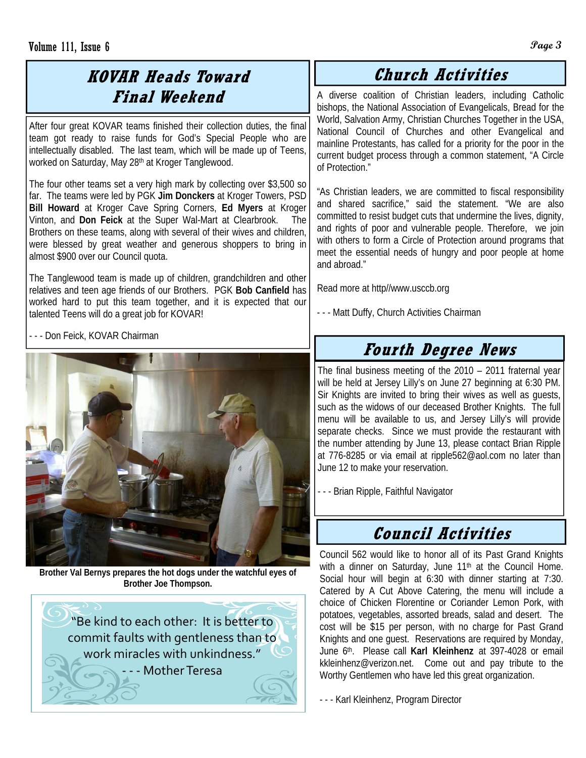## KOVAR Heads Toward Final Weekend

After four great KOVAR teams finished their collection duties, the final team got ready to raise funds for God's Special People who are intellectually disabled. The last team, which will be made up of Teens, worked on Saturday, May 28th at Kroger Tanglewood.

The four other teams set a very high mark by collecting over $3,500 so far. The teams were led by PGK **Jim Donckers** at Kroger Towers, PSD **Bill Howard** at Kroger Cave Spring Corners, **Ed Myers** at Kroger Vinton, and **Don Feick** at the Super Wal-Mart at Clearbrook. The Brothers on these teams, along with several of their wives and children, were blessed by great weather and generous shoppers to bring in almost $900 over our Council quota.

The Tanglewood team is made up of children, grandchildren and other relatives and teen age friends of our Brothers. PGK **Bob Canfield** has worked hard to put this team together, and it is expected that our talented Teens will do a great job for KOVAR!

- - - Don Feick, KOVAR Chairman

**Brother Val Bernys prepares the hot dogs under the watchful eyes of Brother Joe Thompson.**

"Be kind to each other: It is better to commit faults with gentleness than to work miracles with unkindness."
- - - Mother Teresa

## Church Activities

A diverse coalition of Christian leaders, including Catholic bishops, the National Association of Evangelicals, Bread for the World, Salvation Army, Christian Churches Together in the USA, National Council of Churches and other Evangelical and mainline Protestants, has called for a priority for the poor in the current budget process through a common statement, "A Circle of Protection."

"As Christian leaders, we are committed to fiscal responsibility and shared sacrifice," said the statement. "We are also committed to resist budget cuts that undermine the lives, dignity, and rights of poor and vulnerable people. Therefore, we join with others to form a Circle of Protection around programs that meet the essential needs of hungry and poor people at home and abroad."

Read more at http//www.usccb.org

- - - Matt Duffy, Church Activities Chairman

## Fourth Degree News

The final business meeting of the 2010 – 2011 fraternal year will be held at Jersey Lilly's on June 27 beginning at 6:30 PM. Sir Knights are invited to bring their wives as well as guests, such as the widows of our deceased Brother Knights. The full menu will be available to us, and Jersey Lilly's will provide separate checks. Since we must provide the restaurant with the number attending by June 13, please contact Brian Ripple at 776-8285 or via email at ripple562@aol.com no later than June 12 to make your reservation.

- - - Brian Ripple, Faithful Navigator

## Council Activities

Council 562 would like to honor all of its Past Grand Knights with a dinner on Saturday, June 11th at the Council Home. Social hour will begin at 6:30 with dinner starting at 7:30. Catered by A Cut Above Catering, the menu will include a choice of Chicken Florentine or Coriander Lemon Pork, with potatoes, vegetables, assorted breads, salad and desert. The cost will be $15 per person, with no charge for Past Grand Knights and one guest. Reservations are required by Monday, June 6th. Please call **Karl Kleinhenz** at 397-4028 or email kkleinhenz@verizon.net. Come out and pay tribute to the Worthy Gentlemen who have led this great organization.

- - - Karl Kleinhenz, Program Director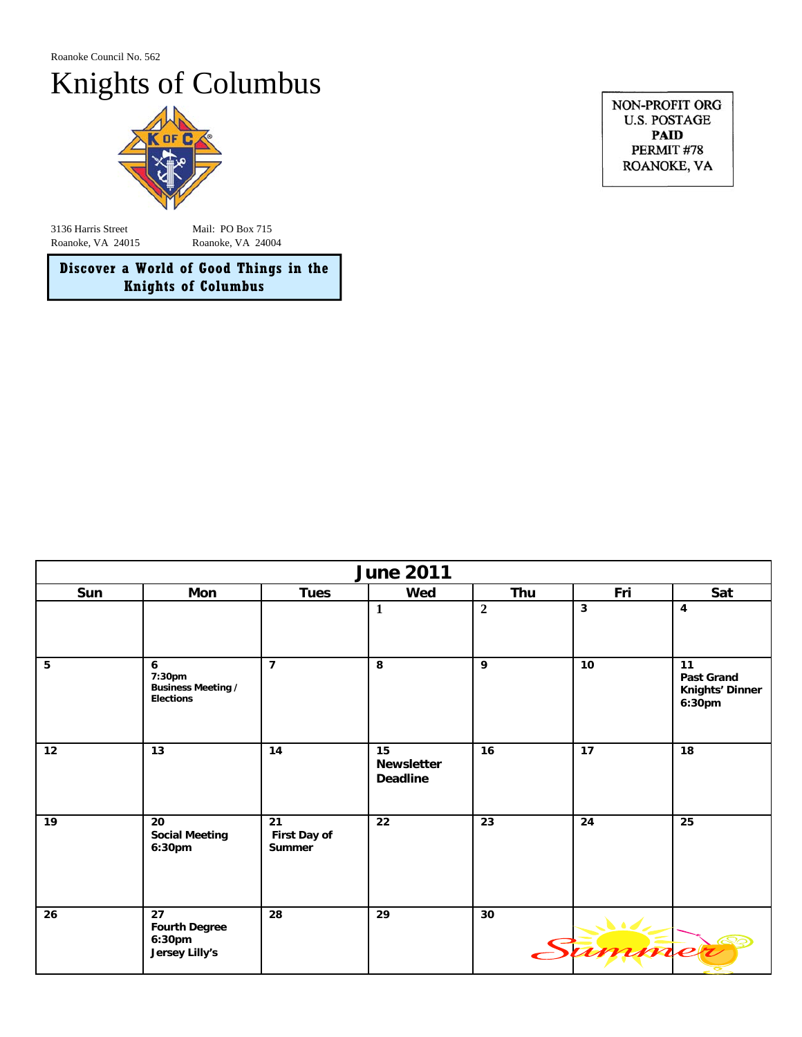Roanoke Council No. 562

# Knights of Columbus

3136 Harris Street
Roanoke, VA 24015

Mail: PO Box 715
Roanoke, VA 24004

**Discover a World of Good Things in the Knights of Columbus**

NON-PROFIT ORG
U.S. POSTAGE
**PAID**
PERMIT #78
ROANOKE, VA

| June 2011 | | | | | | |
|---|---|---|---|---|---|---|
| **Sun** | **Mon** | **Tues** | **Wed** | **Thu** | **Fri** | **Sat** |
| | | | 1 | 2 | 3 | 4 |
| 5 | 6 7:30pm Business Meeting / Elections | 7 | 8 | 9 | 10 | 11 Past Grand Knights' Dinner 6:30pm |
| 12 | 13 | 14 | 15 Newsletter Deadline | 16 | 17 | 18 |
| 19 | 20 Social Meeting 6:30pm | 21 First Day of Summer | 22 | 23 | 24 | 25 |
| 26 | 27 Fourth Degree 6:30pm Jersey Lilly's | 28 | 29 | 30 | | |

Summer